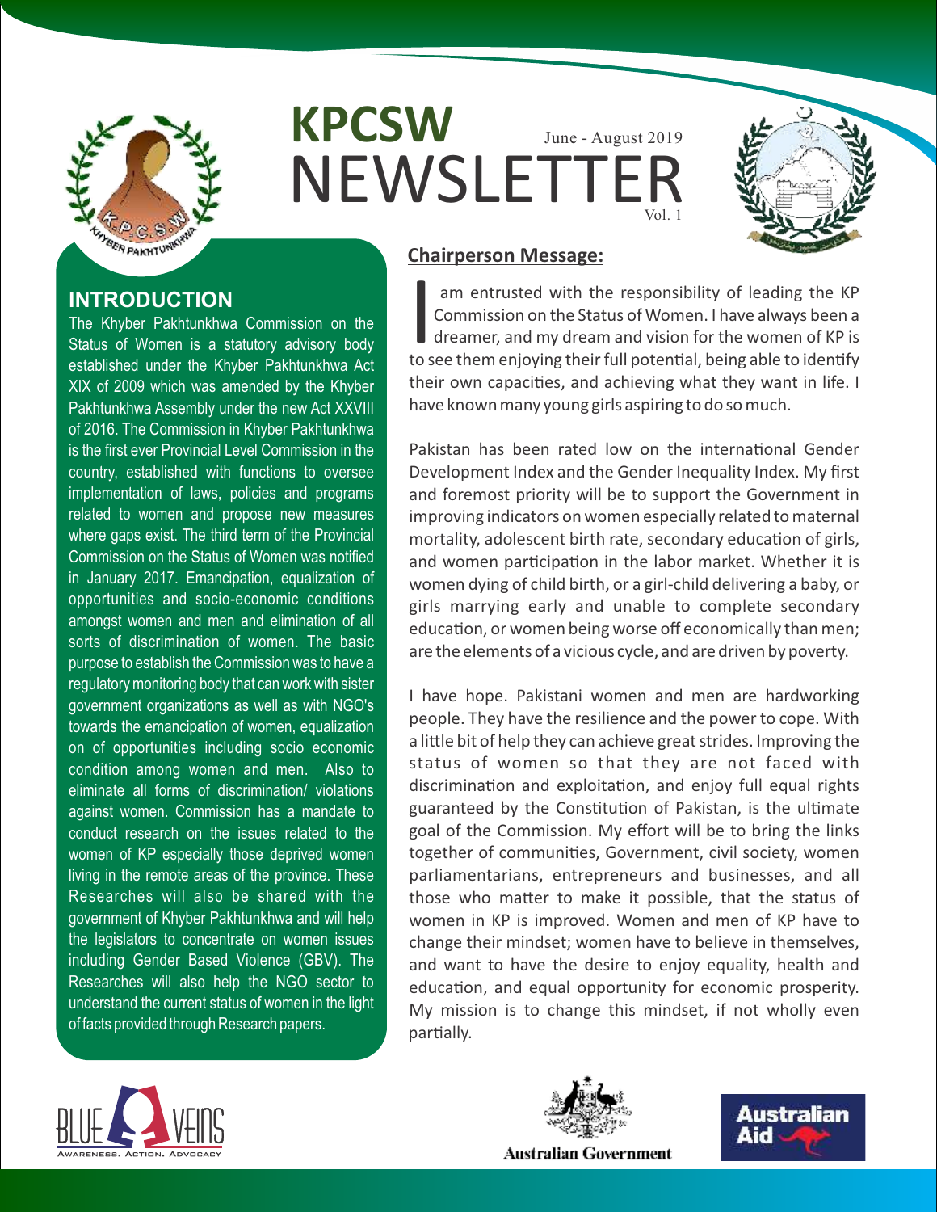# KPCSW NEWSLETTER

June - August 2019

Vol. 1

## INTRODUCTION

The Khyber Pakhtunkhwa Commission on the Status of Women is a statutory advisory body established under the Khyber Pakhtunkhwa Act XIX of 2009 which was amended by the Khyber Pakhtunkhwa Assembly under the new Act XXVIII of 2016. The Commission in Khyber Pakhtunkhwa is the first ever Provincial Level Commission in the country, established with functions to oversee implementation of laws, policies and programs related to women and propose new measures where gaps exist. The third term of the Provincial Commission on the Status of Women was notified in January 2017. Emancipation, equalization of opportunities and socio-economic conditions amongst women and men and elimination of all sorts of discrimination of women. The basic purpose to establish the Commission was to have a regulatory monitoring body that can work with sister government organizations as well as with NGO's towards the emancipation of women, equalization on of opportunities including socio economic condition among women and men. Also to eliminate all forms of discrimination/ violations against women. Commission has a mandate to conduct research on the issues related to the women of KP especially those deprived women living in the remote areas of the province. These Researches will also be shared with the government of Khyber Pakhtunkhwa and will help the legislators to concentrate on women issues including Gender Based Violence (GBV). The Researches will also help the NGO sector to understand the current status of women in the light of facts provided through Research papers.

## Chairperson Message:

I am entrusted with the responsibility of leading the KP Commission on the Status of Women. I have always been a dreamer, and my dream and vision for the women of KP is to see them enjoying their full potential, being able to identify their own capacities, and achieving what they want in life. I have known many young girls aspiring to do so much.

Pakistan has been rated low on the international Gender Development Index and the Gender Inequality Index. My first and foremost priority will be to support the Government in improving indicators on women especially related to maternal mortality, adolescent birth rate, secondary education of girls, and women participation in the labor market. Whether it is women dying of child birth, or a girl-child delivering a baby, or girls marrying early and unable to complete secondary education, or women being worse off economically than men; are the elements of a vicious cycle, and are driven by poverty.

I have hope. Pakistani women and men are hardworking people. They have the resilience and the power to cope. With a little bit of help they can achieve great strides. Improving the status of women so that they are not faced with discrimination and exploitation, and enjoy full equal rights guaranteed by the Constitution of Pakistan, is the ultimate goal of the Commission. My effort will be to bring the links together of communities, Government, civil society, women parliamentarians, entrepreneurs and businesses, and all those who matter to make it possible, that the status of women in KP is improved. Women and men of KP have to change their mindset; women have to believe in themselves, and want to have the desire to enjoy equality, health and education, and equal opportunity for economic prosperity. My mission is to change this mindset, if not wholly even partially.

BLUE VEINS — Awareness. Action. Advocacy

Australian Government

Australian Aid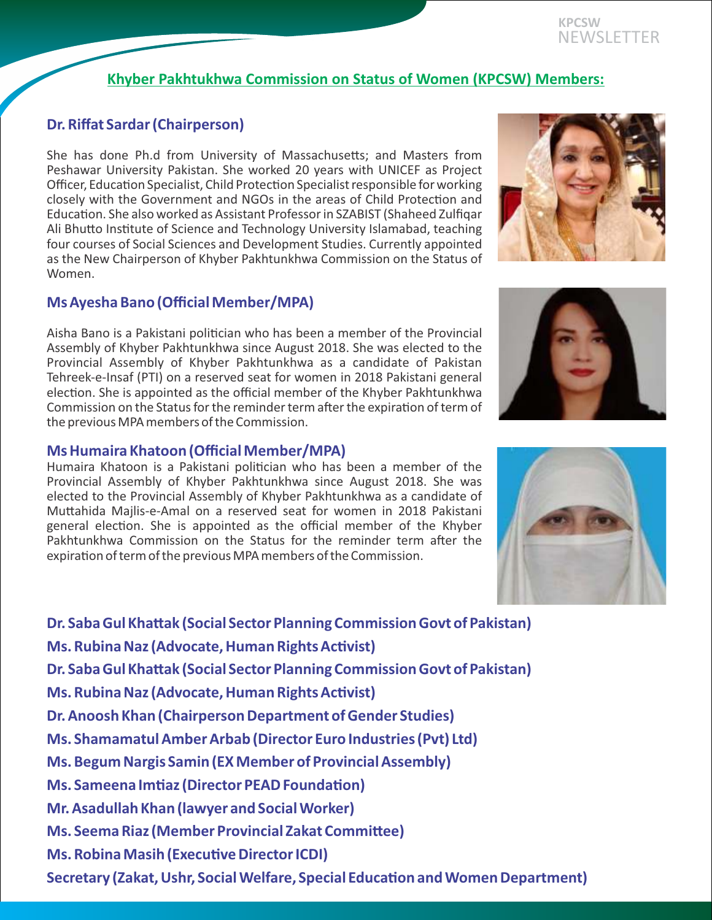## Khyber Pakhtukhwa Commission on Status of Women (KPCSW) Members:

### Dr. Riffat Sardar (Chairperson)

She has done Ph.d from University of Massachusetts; and Masters from Peshawar University Pakistan. She worked 20 years with UNICEF as Project Officer, Education Specialist, Child Protection Specialist responsible for working closely with the Government and NGOs in the areas of Child Protection and Education. She also worked as Assistant Professor in SZABIST (Shaheed Zulfiqar Ali Bhutto Institute of Science and Technology University Islamabad, teaching four courses of Social Sciences and Development Studies. Currently appointed as the New Chairperson of Khyber Pakhtunkhwa Commission on the Status of Women.

### Ms Ayesha Bano (Official Member/MPA)

Aisha Bano is a Pakistani politician who has been a member of the Provincial Assembly of Khyber Pakhtunkhwa since August 2018. She was elected to the Provincial Assembly of Khyber Pakhtunkhwa as a candidate of Pakistan Tehreek-e-Insaf (PTI) on a reserved seat for women in 2018 Pakistani general election. She is appointed as the official member of the Khyber Pakhtunkhwa Commission on the Status for the reminder term after the expiration of term of the previous MPA members of the Commission.

### Ms Humaira Khatoon (Official Member/MPA)

Humaira Khatoon is a Pakistani politician who has been a member of the Provincial Assembly of Khyber Pakhtunkhwa since August 2018. She was elected to the Provincial Assembly of Khyber Pakhtunkhwa as a candidate of Muttahida Majlis-e-Amal on a reserved seat for women in 2018 Pakistani general election. She is appointed as the official member of the Khyber Pakhtunkhwa Commission on the Status for the reminder term after the expiration of term of the previous MPA members of the Commission.

**Dr. Saba Gul Khattak (Social Sector Planning Commission Govt of Pakistan)**

**Ms. Rubina Naz (Advocate, Human Rights Activist)**

**Dr. Saba Gul Khattak (Social Sector Planning Commission Govt of Pakistan)**

**Ms. Rubina Naz (Advocate, Human Rights Activist)**

**Dr. Anoosh Khan (Chairperson Department of Gender Studies)**

**Ms. Shamamatul Amber Arbab (Director Euro Industries (Pvt) Ltd)**

**Ms. Begum Nargis Samin (EX Member of Provincial Assembly)**

**Ms. Sameena Imtiaz (Director PEAD Foundation)**

**Mr. Asadullah Khan (lawyer and Social Worker)**

**Ms. Seema Riaz (Member Provincial Zakat Committee)**

**Ms. Robina Masih (Executive Director ICDI)**

**Secretary (Zakat, Ushr, Social Welfare, Special Education and Women Department)**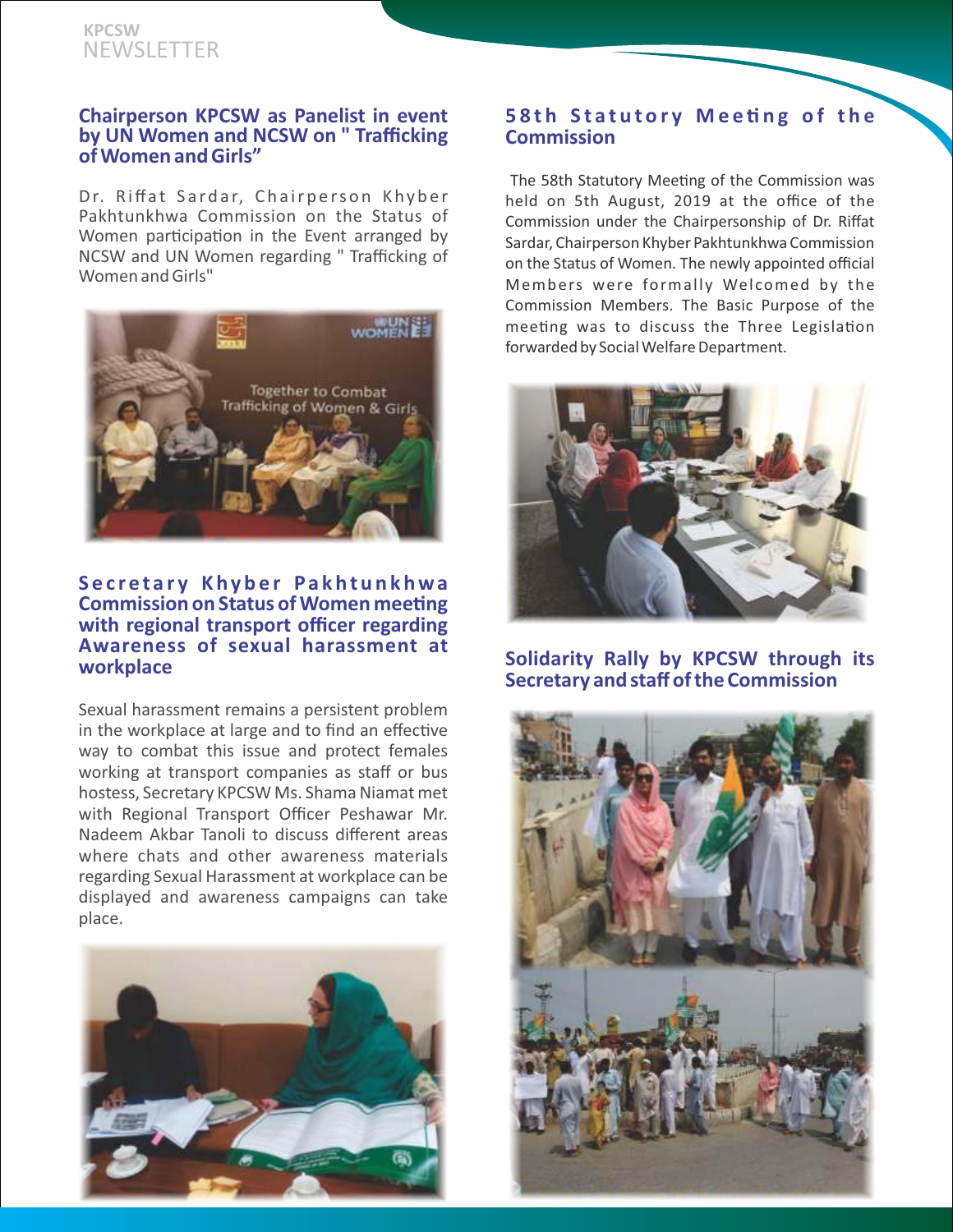## Chairperson KPCSW as Panelist in event by UN Women and NCSW on " Trafficking of Women and Girls"

Dr. Riffat Sardar, Chairperson Khyber Pakhtunkhwa Commission on the Status of Women participation in the Event arranged by NCSW and UN Women regarding " Trafficking of Women and Girls"

## Secretary Khyber Pakhtunkhwa Commission on Status of Women meeting with regional transport officer regarding Awareness of sexual harassment at workplace

Sexual harassment remains a persistent problem in the workplace at large and to find an effective way to combat this issue and protect females working at transport companies as staff or bus hostess, Secretary KPCSW Ms. Shama Niamat met with Regional Transport Officer Peshawar Mr. Nadeem Akbar Tanoli to discuss different areas where chats and other awareness materials regarding Sexual Harassment at workplace can be displayed and awareness campaigns can take place.

## 58th Statutory Meeting of the Commission

The 58th Statutory Meeting of the Commission was held on 5th August, 2019 at the office of the Commission under the Chairpersonship of Dr. Riffat Sardar, Chairperson Khyber Pakhtunkhwa Commission on the Status of Women. The newly appointed official Members were formally Welcomed by the Commission Members. The Basic Purpose of the meeting was to discuss the Three Legislation forwarded by Social Welfare Department.

## Solidarity Rally by KPCSW through its Secretary and staff of the Commission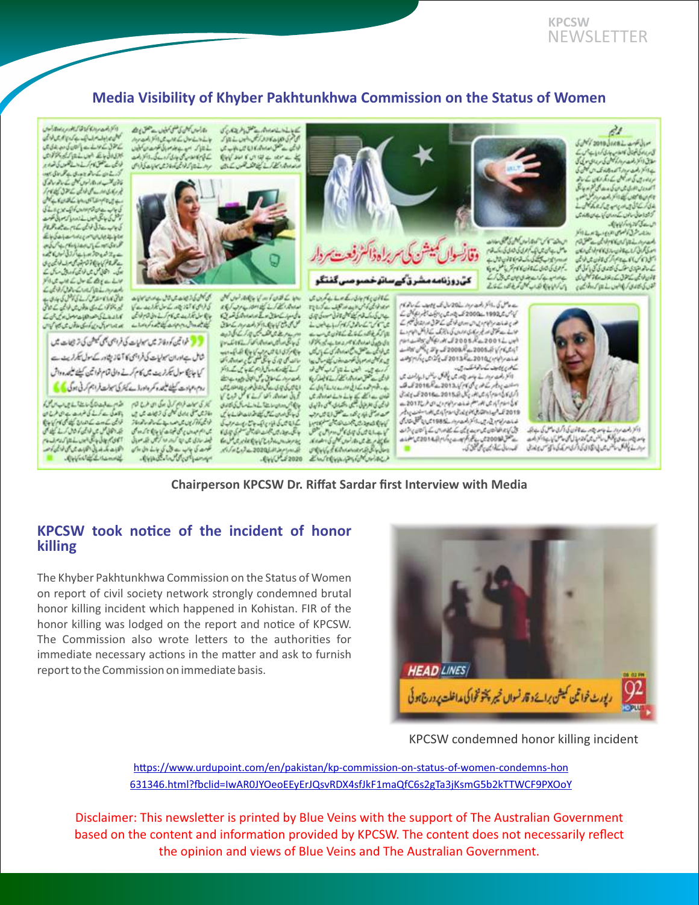## Media Visibility of Khyber Pakhtunkhwa Commission on the Status of Women

Chairperson KPCSW Dr. Riffat Sardar first Interview with Media

## KPCSW took notice of the incident of honor killing

The Khyber Pakhtunkhwa Commission on the Status of Women on report of civil society network strongly condemned brutal honor killing incident which happened in Kohistan. FIR of the honor killing was lodged on the report and notice of KPCSW. The Commission also wrote letters to the authorities for immediate necessary actions in the matter and ask to furnish report to the Commission on immediate basis.

KPCSW condemned honor killing incident

https://www.urdupoint.com/en/pakistan/kp-commission-on-status-of-women-condemns-hon 631346.html?fbclid=IwAR0JYOeoEEyErJQsvRDX4sfJkF1maQfC6s2gTa3jKsmG5b2kTTWCF9PXOoY

Disclaimer: This newsletter is printed by Blue Veins with the support of The Australian Government based on the content and information provided by KPCSW. The content does not necessarily reflect the opinion and views of Blue Veins and The Australian Government.